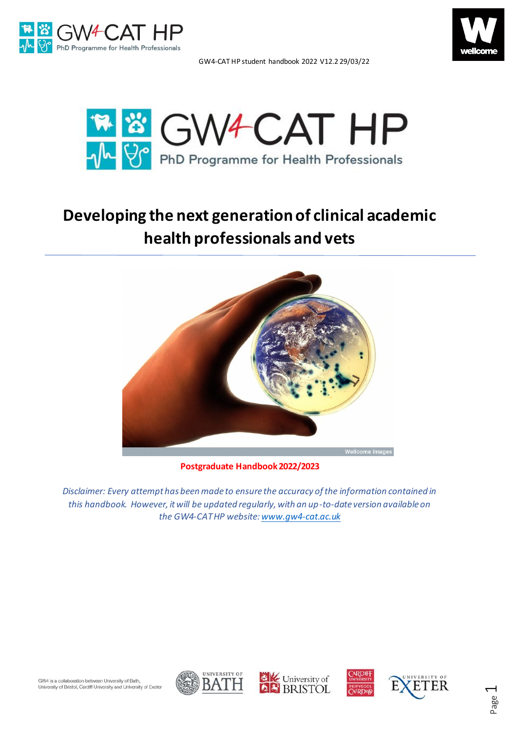GW4-CAT HP student handbook 2022 V12.2 29/03/22

# GW4-CAT HP

PhD Programme for Health Professionals

## Developing the next generation of clinical academic health professionals and vets

**Postgraduate Handbook 2022/2023**

*Disclaimer: Every attempt has been made to ensure the accuracy of the information contained in this handbook. However, it will be updated regularly, with an up-to-date version available on the GW4-CAT HP website: www.gw4-cat.ac.uk*

GW4 is a collaboration between University of Bath, University of Bristol, Cardiff University and University of Exeter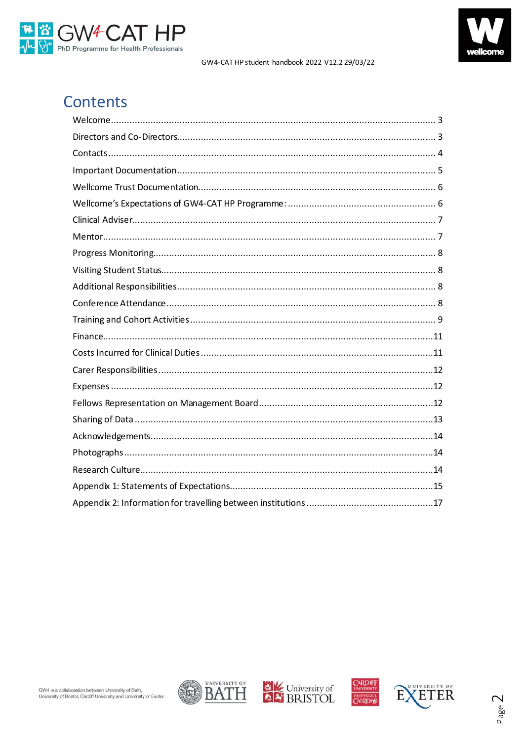# Contents

Welcome........................................................................................................................ 3

Directors and Co-Directors................................................................................................ 3

Contacts.......................................................................................................................... 4

Important Documentation................................................................................................. 5

Wellcome Trust Documentation......................................................................................... 6

Wellcome's Expectations of GW4-CAT HP Programme: ........................................................ 6

Clinical Adviser................................................................................................................. 7

Mentor............................................................................................................................ 7

Progress Monitoring.......................................................................................................... 8

Visiting Student Status...................................................................................................... 8

Additional Responsibilities................................................................................................. 8

Conference Attendance..................................................................................................... 8

Training and Cohort Activities ............................................................................................ 9

Finance...........................................................................................................................11

Costs Incurred for Clinical Duties .......................................................................................11

Carer Responsibilities .......................................................................................................12

Expenses ........................................................................................................................12

Fellows Representation on Management Board..................................................................12

Sharing of Data ................................................................................................................13

Acknowledgements..........................................................................................................14

Photographs....................................................................................................................14

Research Culture..............................................................................................................14

Appendix 1: Statements of Expectations.............................................................................15

Appendix 2: Information for travelling between institutions ................................................17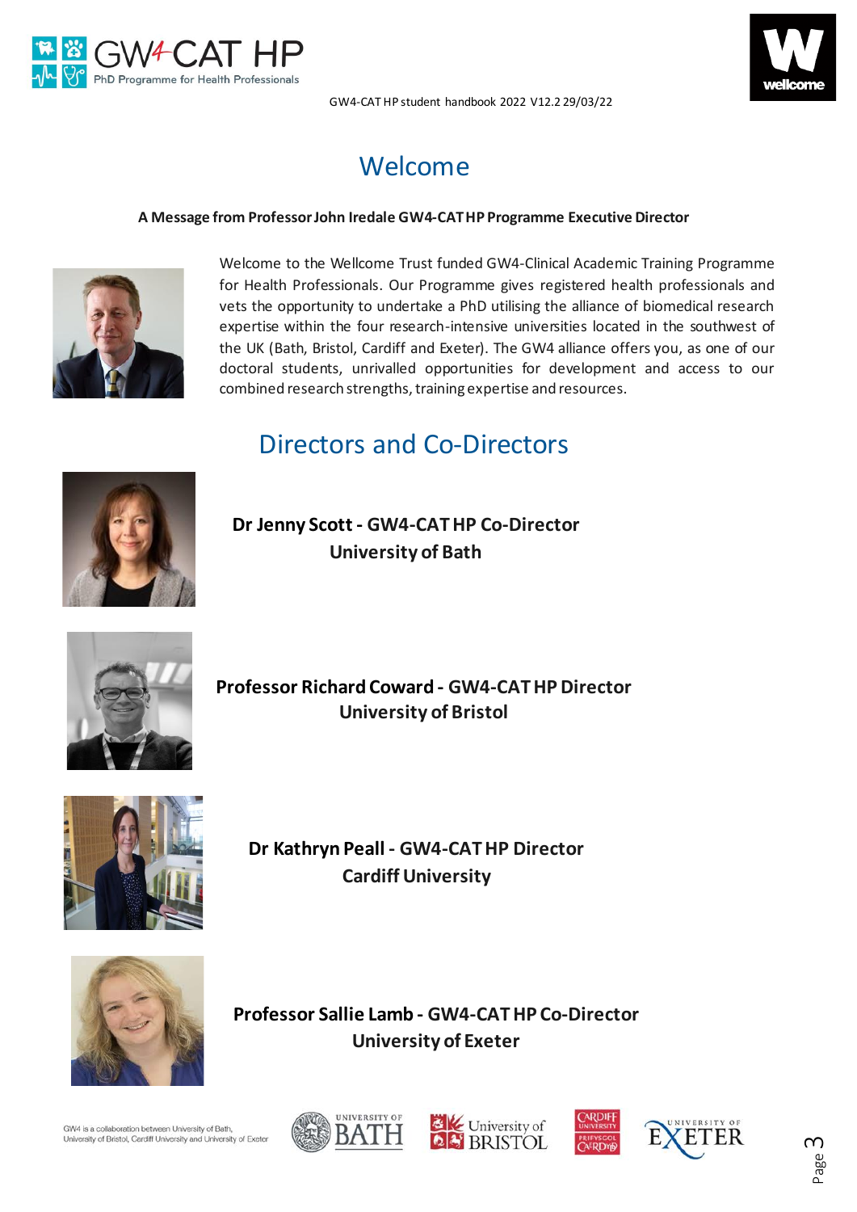# Welcome

**A Message from Professor John Iredale GW4-CAT HP Programme Executive Director**

Welcome to the Wellcome Trust funded GW4-Clinical Academic Training Programme for Health Professionals. Our Programme gives registered health professionals and vets the opportunity to undertake a PhD utilising the alliance of biomedical research expertise within the four research-intensive universities located in the southwest of the UK (Bath, Bristol, Cardiff and Exeter). The GW4 alliance offers you, as one of our doctoral students, unrivalled opportunities for development and access to our combined research strengths, training expertise and resources.

# Directors and Co-Directors

**Dr Jenny Scott - GW4-CAT HP Co-Director**
**University of Bath**

**Professor Richard Coward - GW4-CAT HP Director**
**University of Bristol**

**Dr Kathryn Peall - GW4-CAT HP Director**
**Cardiff University**

**Professor Sallie Lamb - GW4-CAT HP Co-Director**
**University of Exeter**

GW4 is a collaboration between University of Bath, University of Bristol, Cardiff University and University of Exeter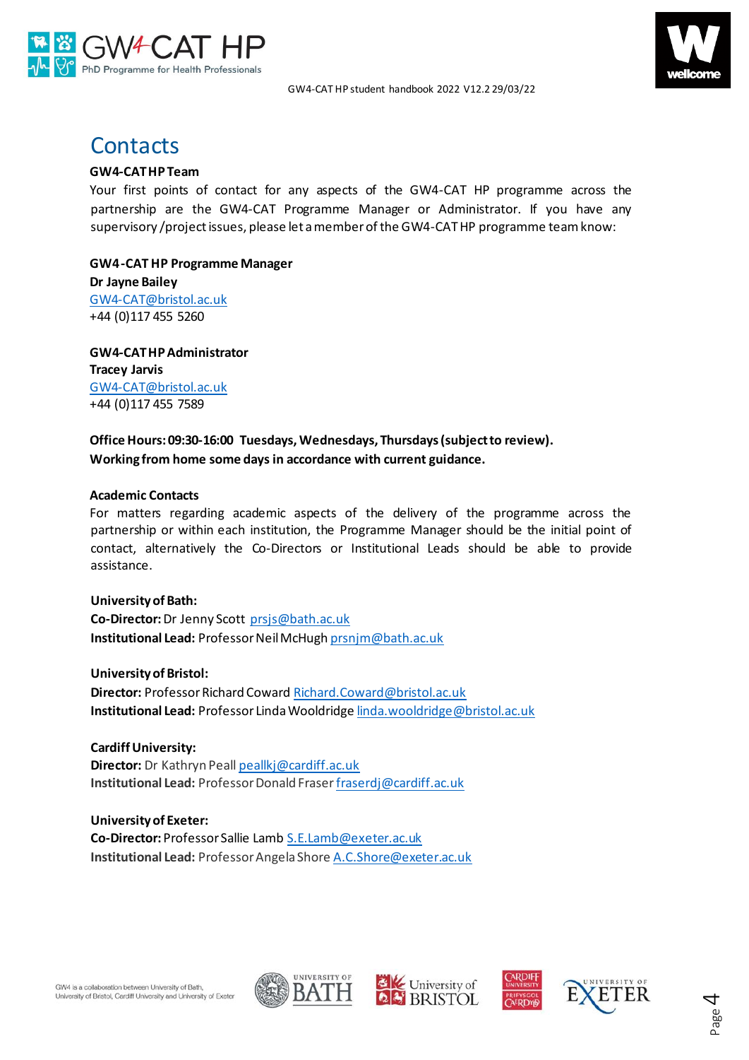# Contacts

**GW4-CAT HP Team**

Your first points of contact for any aspects of the GW4-CAT HP programme across the partnership are the GW4-CAT Programme Manager or Administrator. If you have any supervisory/project issues, please let a member of the GW4-CAT HP programme team know:

**GW4-CAT HP Programme Manager**
**Dr Jayne Bailey**
GW4-CAT@bristol.ac.uk
+44 (0)117 455 5260

**GW4-CAT HP Administrator**
**Tracey Jarvis**
GW4-CAT@bristol.ac.uk
+44 (0)117 455 7589

**Office Hours: 09:30-16:00 Tuesdays, Wednesdays, Thursdays (subject to review).**
**Working from home some days in accordance with current guidance.**

**Academic Contacts**

For matters regarding academic aspects of the delivery of the programme across the partnership or within each institution, the Programme Manager should be the initial point of contact, alternatively the Co-Directors or Institutional Leads should be able to provide assistance.

**University of Bath:**
**Co-Director:** Dr Jenny Scott prsjs@bath.ac.uk
**Institutional Lead:** Professor Neil McHugh prsnjm@bath.ac.uk

**University of Bristol:**
**Director:** Professor Richard Coward Richard.Coward@bristol.ac.uk
**Institutional Lead:** Professor Linda Wooldridge linda.wooldridge@bristol.ac.uk

**Cardiff University:**
**Director:** Dr Kathryn Peall peallkj@cardiff.ac.uk
**Institutional Lead:** Professor Donald Fraser fraserdj@cardiff.ac.uk

**University of Exeter:**
**Co-Director:** Professor Sallie Lamb S.E.Lamb@exeter.ac.uk
**Institutional Lead:** Professor Angela Shore A.C.Shore@exeter.ac.uk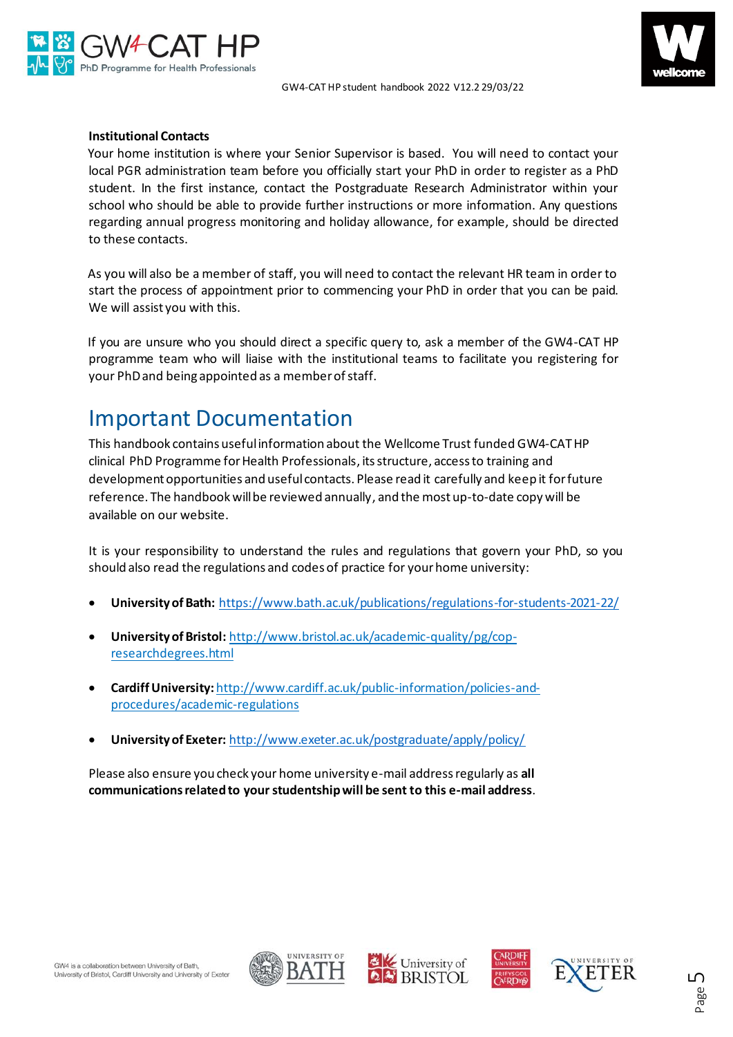**Institutional Contacts**

Your home institution is where your Senior Supervisor is based. You will need to contact your local PGR administration team before you officially start your PhD in order to register as a PhD student. In the first instance, contact the Postgraduate Research Administrator within your school who should be able to provide further instructions or more information. Any questions regarding annual progress monitoring and holiday allowance, for example, should be directed to these contacts.

As you will also be a member of staff, you will need to contact the relevant HR team in order to start the process of appointment prior to commencing your PhD in order that you can be paid. We will assist you with this.

If you are unsure who you should direct a specific query to, ask a member of the GW4-CAT HP programme team who will liaise with the institutional teams to facilitate you registering for your PhD and being appointed as a member of staff.

# Important Documentation

This handbook contains useful information about the Wellcome Trust funded GW4-CAT HP clinical PhD Programme for Health Professionals, its structure, access to training and development opportunities and useful contacts. Please read it carefully and keep it for future reference. The handbook will be reviewed annually, and the most up-to-date copy will be available on our website.

It is your responsibility to understand the rules and regulations that govern your PhD, so you should also read the regulations and codes of practice for your home university:

- **University of Bath:** https://www.bath.ac.uk/publications/regulations-for-students-2021-22/
- **University of Bristol:** http://www.bristol.ac.uk/academic-quality/pg/cop-researchdegrees.html
- **Cardiff University:** http://www.cardiff.ac.uk/public-information/policies-and-procedures/academic-regulations
- **University of Exeter:** http://www.exeter.ac.uk/postgraduate/apply/policy/

Please also ensure you check your home university e-mail address regularly as **all communications related to your studentship will be sent to this e-mail address**.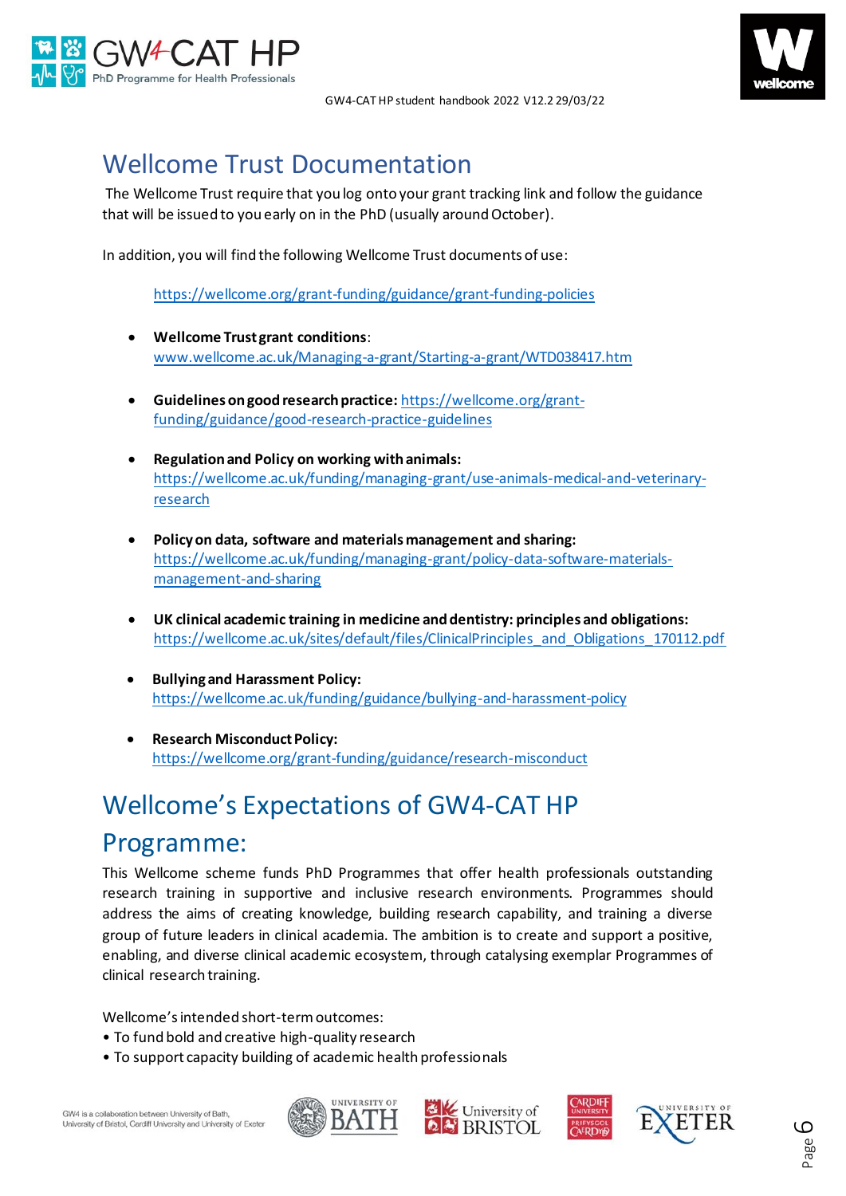# Wellcome Trust Documentation

The Wellcome Trust require that you log onto your grant tracking link and follow the guidance that will be issued to you early on in the PhD (usually around October).

In addition, you will find the following Wellcome Trust documents of use:

https://wellcome.org/grant-funding/guidance/grant-funding-policies

- **Wellcome Trust grant conditions**: www.wellcome.ac.uk/Managing-a-grant/Starting-a-grant/WTD038417.htm
- **Guidelines on good research practice:** https://wellcome.org/grant-funding/guidance/good-research-practice-guidelines
- **Regulation and Policy on working with animals:** https://wellcome.ac.uk/funding/managing-grant/use-animals-medical-and-veterinary-research
- **Policy on data, software and materials management and sharing:** https://wellcome.ac.uk/funding/managing-grant/policy-data-software-materials-management-and-sharing
- **UK clinical academic training in medicine and dentistry: principles and obligations:** https://wellcome.ac.uk/sites/default/files/ClinicalPrinciples_and_Obligations_170112.pdf
- **Bullying and Harassment Policy:** https://wellcome.ac.uk/funding/guidance/bullying-and-harassment-policy
- **Research Misconduct Policy:** https://wellcome.org/grant-funding/guidance/research-misconduct

# Wellcome's Expectations of GW4-CAT HP Programme:

This Wellcome scheme funds PhD Programmes that offer health professionals outstanding research training in supportive and inclusive research environments. Programmes should address the aims of creating knowledge, building research capability, and training a diverse group of future leaders in clinical academia. The ambition is to create and support a positive, enabling, and diverse clinical academic ecosystem, through catalysing exemplar Programmes of clinical research training.

Wellcome's intended short-term outcomes:

- To fund bold and creative high-quality research
- To support capacity building of academic health professionals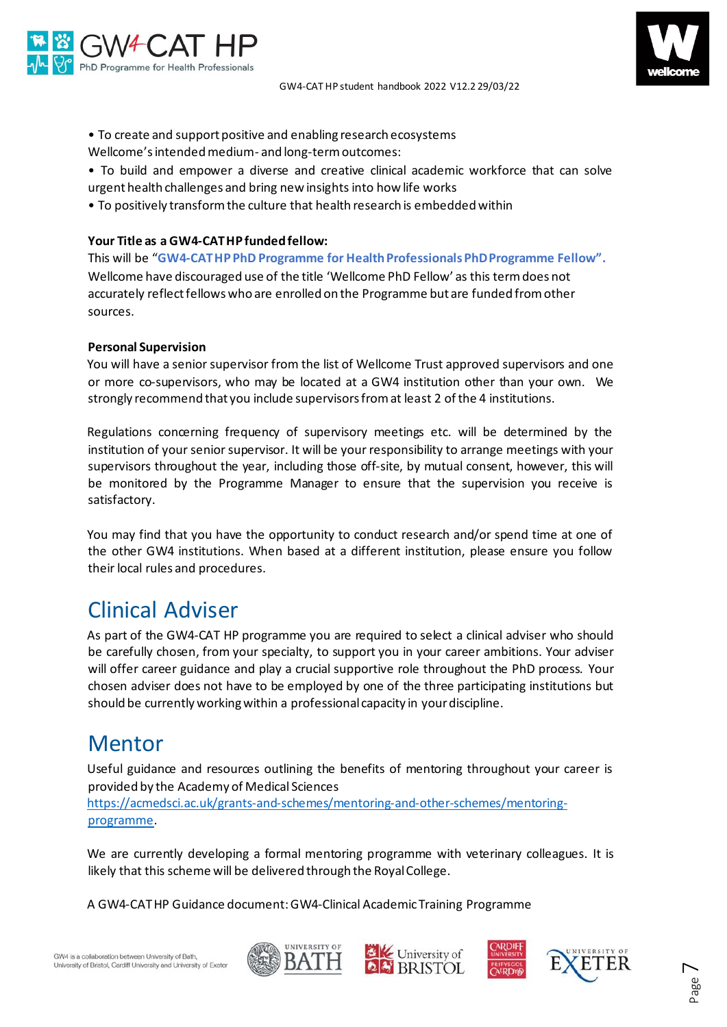• To create and support positive and enabling research ecosystems

Wellcome's intended medium- and long-term outcomes:

• To build and empower a diverse and creative clinical academic workforce that can solve urgent health challenges and bring new insights into how life works

• To positively transform the culture that health research is embedded within

**Your Title as a GW4-CAT HP funded fellow:**

This will be "**GW4-CAT HP PhD Programme for Health Professionals PhD Programme Fellow".** Wellcome have discouraged use of the title 'Wellcome PhD Fellow' as this term does not accurately reflect fellows who are enrolled on the Programme but are funded from other sources.

**Personal Supervision**

You will have a senior supervisor from the list of Wellcome Trust approved supervisors and one or more co-supervisors, who may be located at a GW4 institution other than your own. We strongly recommend that you include supervisors from at least 2 of the 4 institutions.

Regulations concerning frequency of supervisory meetings etc. will be determined by the institution of your senior supervisor. It will be your responsibility to arrange meetings with your supervisors throughout the year, including those off-site, by mutual consent, however, this will be monitored by the Programme Manager to ensure that the supervision you receive is satisfactory.

You may find that you have the opportunity to conduct research and/or spend time at one of the other GW4 institutions. When based at a different institution, please ensure you follow their local rules and procedures.

# Clinical Adviser

As part of the GW4-CAT HP programme you are required to select a clinical adviser who should be carefully chosen, from your specialty, to support you in your career ambitions. Your adviser will offer career guidance and play a crucial supportive role throughout the PhD process. Your chosen adviser does not have to be employed by one of the three participating institutions but should be currently working within a professional capacity in your discipline.

# Mentor

Useful guidance and resources outlining the benefits of mentoring throughout your career is provided by the Academy of Medical Sciences https://acmedsci.ac.uk/grants-and-schemes/mentoring-and-other-schemes/mentoring-programme.

We are currently developing a formal mentoring programme with veterinary colleagues. It is likely that this scheme will be delivered through the Royal College.

A GW4-CAT HP Guidance document: GW4-Clinical Academic Training Programme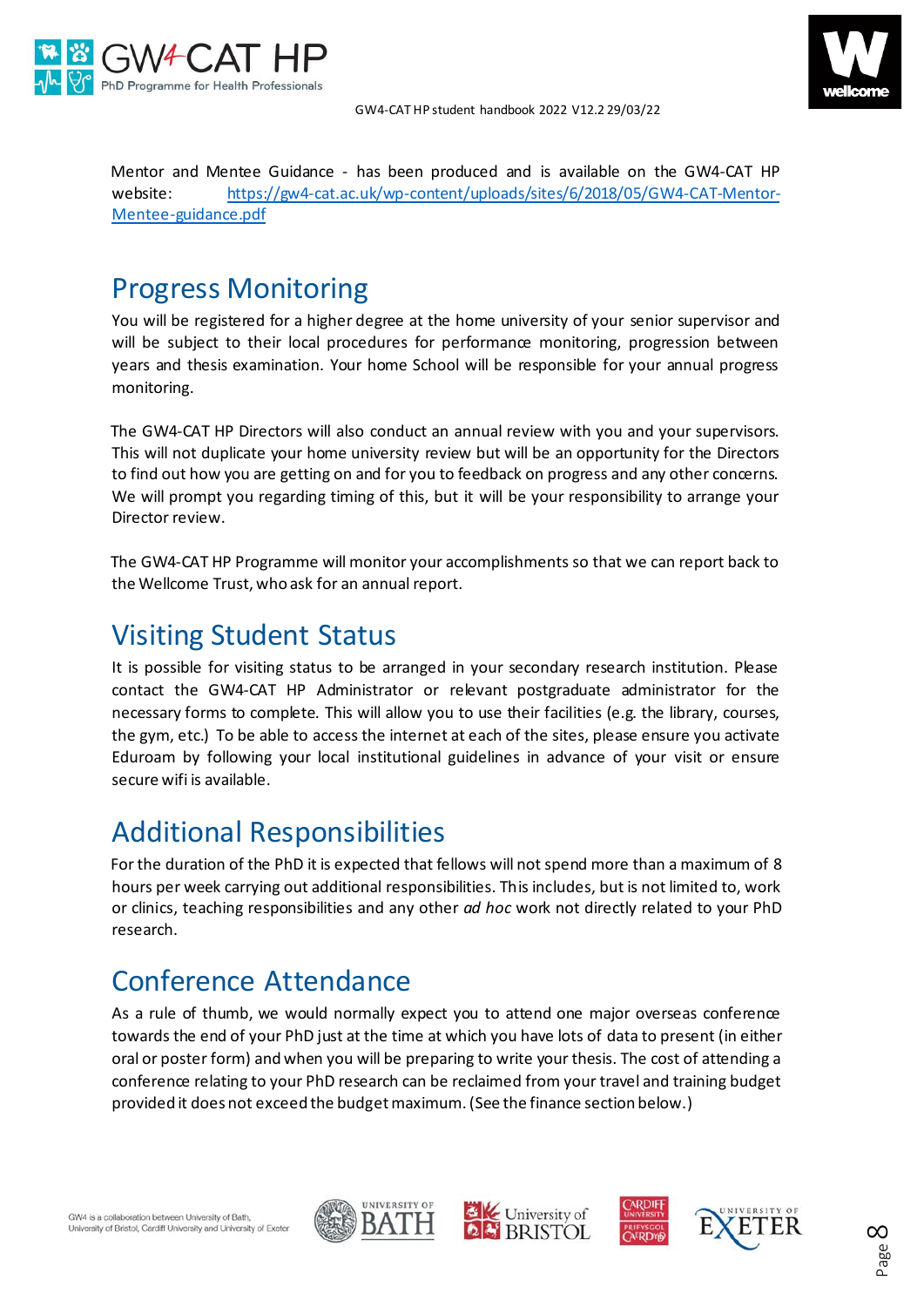Mentor and Mentee Guidance - has been produced and is available on the GW4-CAT HP website: https://gw4-cat.ac.uk/wp-content/uploads/sites/6/2018/05/GW4-CAT-Mentor-Mentee-guidance.pdf

## Progress Monitoring

You will be registered for a higher degree at the home university of your senior supervisor and will be subject to their local procedures for performance monitoring, progression between years and thesis examination. Your home School will be responsible for your annual progress monitoring.

The GW4-CAT HP Directors will also conduct an annual review with you and your supervisors. This will not duplicate your home university review but will be an opportunity for the Directors to find out how you are getting on and for you to feedback on progress and any other concerns. We will prompt you regarding timing of this, but it will be your responsibility to arrange your Director review.

The GW4-CAT HP Programme will monitor your accomplishments so that we can report back to the Wellcome Trust, who ask for an annual report.

## Visiting Student Status

It is possible for visiting status to be arranged in your secondary research institution. Please contact the GW4-CAT HP Administrator or relevant postgraduate administrator for the necessary forms to complete. This will allow you to use their facilities (e.g. the library, courses, the gym, etc.) To be able to access the internet at each of the sites, please ensure you activate Eduroam by following your local institutional guidelines in advance of your visit or ensure secure wifi is available.

## Additional Responsibilities

For the duration of the PhD it is expected that fellows will not spend more than a maximum of 8 hours per week carrying out additional responsibilities. This includes, but is not limited to, work or clinics, teaching responsibilities and any other *ad hoc* work not directly related to your PhD research.

## Conference Attendance

As a rule of thumb, we would normally expect you to attend one major overseas conference towards the end of your PhD just at the time at which you have lots of data to present (in either oral or poster form) and when you will be preparing to write your thesis. The cost of attending a conference relating to your PhD research can be reclaimed from your travel and training budget provided it does not exceed the budget maximum. (See the finance section below.)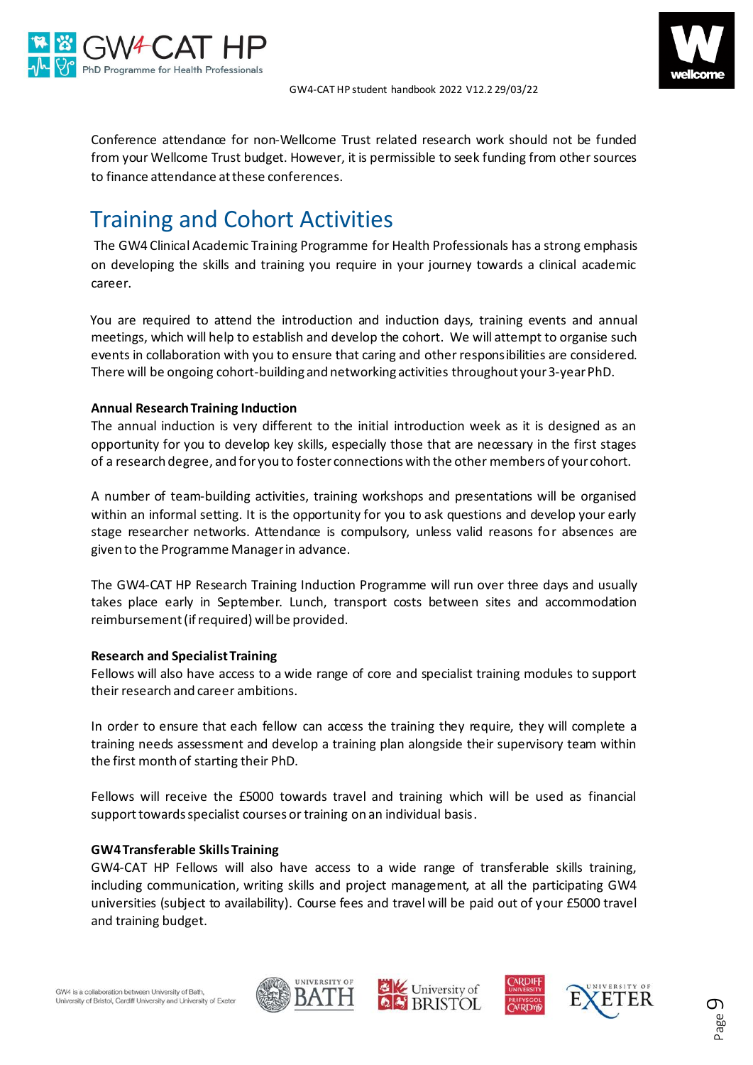Conference attendance for non-Wellcome Trust related research work should not be funded from your Wellcome Trust budget. However, it is permissible to seek funding from other sources to finance attendance at these conferences.

## Training and Cohort Activities

The GW4 Clinical Academic Training Programme for Health Professionals has a strong emphasis on developing the skills and training you require in your journey towards a clinical academic career.

You are required to attend the introduction and induction days, training events and annual meetings, which will help to establish and develop the cohort. We will attempt to organise such events in collaboration with you to ensure that caring and other responsibilities are considered. There will be ongoing cohort-building and networking activities throughout your 3-year PhD.

**Annual Research Training Induction**

The annual induction is very different to the initial introduction week as it is designed as an opportunity for you to develop key skills, especially those that are necessary in the first stages of a research degree, and for you to foster connections with the other members of your cohort.

A number of team-building activities, training workshops and presentations will be organised within an informal setting. It is the opportunity for you to ask questions and develop your early stage researcher networks. Attendance is compulsory, unless valid reasons for absences are given to the Programme Manager in advance.

The GW4-CAT HP Research Training Induction Programme will run over three days and usually takes place early in September. Lunch, transport costs between sites and accommodation reimbursement (if required) will be provided.

**Research and Specialist Training**

Fellows will also have access to a wide range of core and specialist training modules to support their research and career ambitions.

In order to ensure that each fellow can access the training they require, they will complete a training needs assessment and develop a training plan alongside their supervisory team within the first month of starting their PhD.

Fellows will receive the £5000 towards travel and training which will be used as financial support towards specialist courses or training on an individual basis.

**GW4 Transferable Skills Training**

GW4-CAT HP Fellows will also have access to a wide range of transferable skills training, including communication, writing skills and project management, at all the participating GW4 universities (subject to availability). Course fees and travel will be paid out of your £5000 travel and training budget.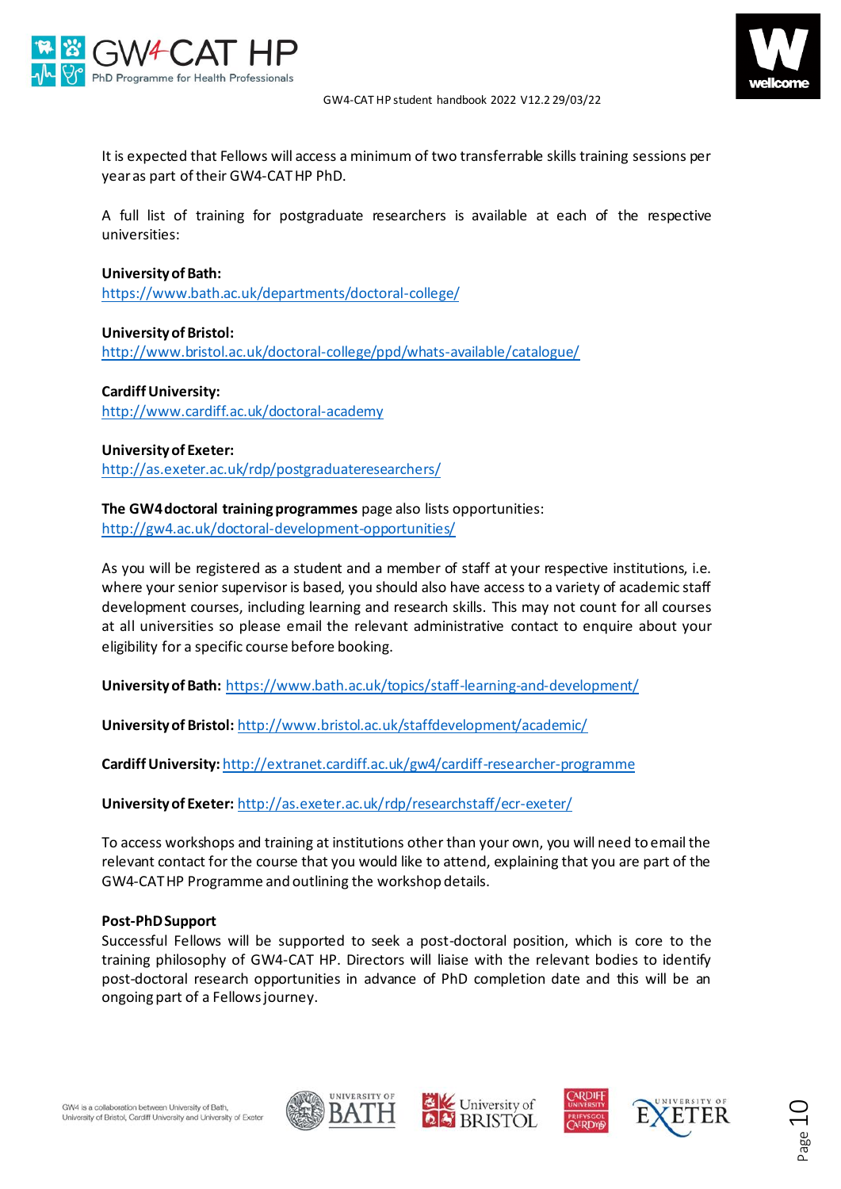It is expected that Fellows will access a minimum of two transferrable skills training sessions per year as part of their GW4-CAT HP PhD.

A full list of training for postgraduate researchers is available at each of the respective universities:

**University of Bath:**
https://www.bath.ac.uk/departments/doctoral-college/

**University of Bristol:**
http://www.bristol.ac.uk/doctoral-college/ppd/whats-available/catalogue/

**Cardiff University:**
http://www.cardiff.ac.uk/doctoral-academy

**University of Exeter:**
http://as.exeter.ac.uk/rdp/postgraduateresearchers/

**The GW4 doctoral training programmes** page also lists opportunities:
http://gw4.ac.uk/doctoral-development-opportunities/

As you will be registered as a student and a member of staff at your respective institutions, i.e. where your senior supervisor is based, you should also have access to a variety of academic staff development courses, including learning and research skills. This may not count for all courses at all universities so please email the relevant administrative contact to enquire about your eligibility for a specific course before booking.

**University of Bath:** https://www.bath.ac.uk/topics/staff-learning-and-development/

**University of Bristol:** http://www.bristol.ac.uk/staffdevelopment/academic/

**Cardiff University:** http://extranet.cardiff.ac.uk/gw4/cardiff-researcher-programme

**University of Exeter:** http://as.exeter.ac.uk/rdp/researchstaff/ecr-exeter/

To access workshops and training at institutions other than your own, you will need to email the relevant contact for the course that you would like to attend, explaining that you are part of the GW4-CAT HP Programme and outlining the workshop details.

**Post-PhD Support**

Successful Fellows will be supported to seek a post-doctoral position, which is core to the training philosophy of GW4-CAT HP. Directors will liaise with the relevant bodies to identify post-doctoral research opportunities in advance of PhD completion date and this will be an ongoing part of a Fellows journey.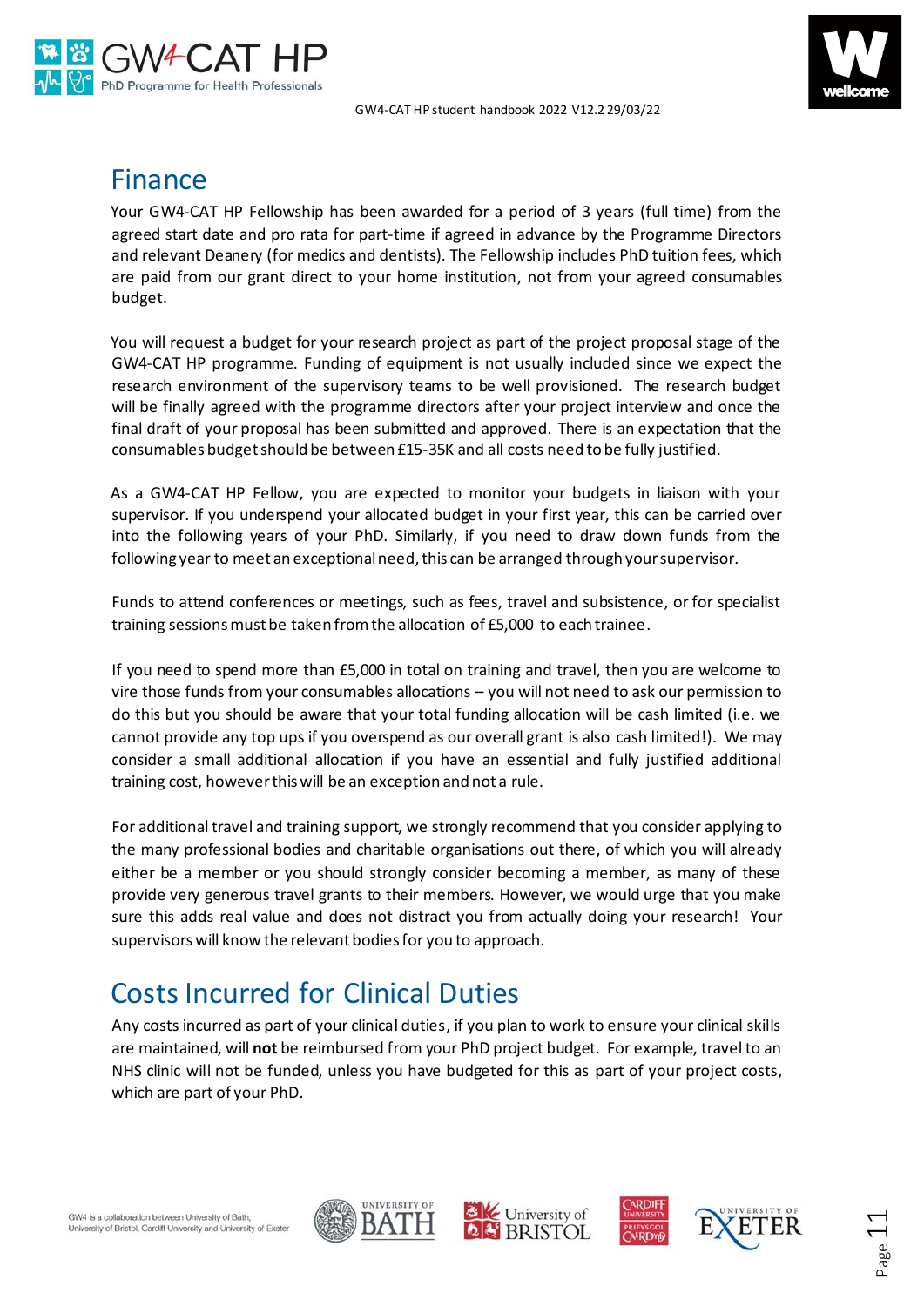## Finance

Your GW4-CAT HP Fellowship has been awarded for a period of 3 years (full time) from the agreed start date and pro rata for part-time if agreed in advance by the Programme Directors and relevant Deanery (for medics and dentists). The Fellowship includes PhD tuition fees, which are paid from our grant direct to your home institution, not from your agreed consumables budget.

You will request a budget for your research project as part of the project proposal stage of the GW4-CAT HP programme. Funding of equipment is not usually included since we expect the research environment of the supervisory teams to be well provisioned. The research budget will be finally agreed with the programme directors after your project interview and once the final draft of your proposal has been submitted and approved. There is an expectation that the consumables budget should be between £15-35K and all costs need to be fully justified.

As a GW4-CAT HP Fellow, you are expected to monitor your budgets in liaison with your supervisor. If you underspend your allocated budget in your first year, this can be carried over into the following years of your PhD. Similarly, if you need to draw down funds from the following year to meet an exceptional need, this can be arranged through your supervisor.

Funds to attend conferences or meetings, such as fees, travel and subsistence, or for specialist training sessions must be taken from the allocation of £5,000 to each trainee.

If you need to spend more than £5,000 in total on training and travel, then you are welcome to vire those funds from your consumables allocations – you will not need to ask our permission to do this but you should be aware that your total funding allocation will be cash limited (i.e. we cannot provide any top ups if you overspend as our overall grant is also cash limited!). We may consider a small additional allocation if you have an essential and fully justified additional training cost, however this will be an exception and not a rule.

For additional travel and training support, we strongly recommend that you consider applying to the many professional bodies and charitable organisations out there, of which you will already either be a member or you should strongly consider becoming a member, as many of these provide very generous travel grants to their members. However, we would urge that you make sure this adds real value and does not distract you from actually doing your research! Your supervisors will know the relevant bodies for you to approach.

## Costs Incurred for Clinical Duties

Any costs incurred as part of your clinical duties, if you plan to work to ensure your clinical skills are maintained, will **not** be reimbursed from your PhD project budget. For example, travel to an NHS clinic will not be funded, unless you have budgeted for this as part of your project costs, which are part of your PhD.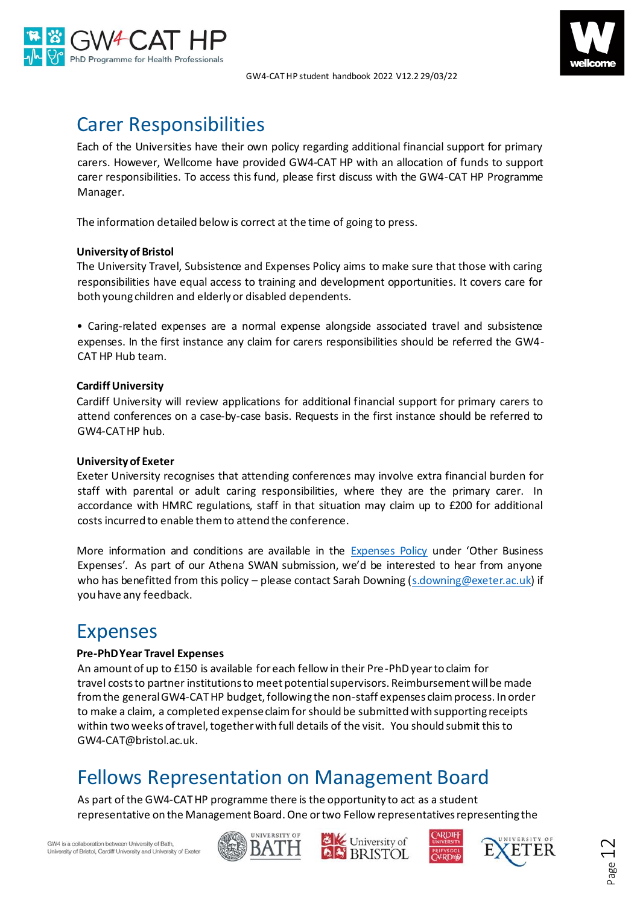# Carer Responsibilities

Each of the Universities have their own policy regarding additional financial support for primary carers. However, Wellcome have provided GW4-CAT HP with an allocation of funds to support carer responsibilities. To access this fund, please first discuss with the GW4-CAT HP Programme Manager.

The information detailed below is correct at the time of going to press.

**University of Bristol**

The University Travel, Subsistence and Expenses Policy aims to make sure that those with caring responsibilities have equal access to training and development opportunities. It covers care for both young children and elderly or disabled dependents.

- Caring-related expenses are a normal expense alongside associated travel and subsistence expenses. In the first instance any claim for carers responsibilities should be referred the GW4-CAT HP Hub team.

**Cardiff University**

Cardiff University will review applications for additional financial support for primary carers to attend conferences on a case-by-case basis. Requests in the first instance should be referred to GW4-CAT HP hub.

**University of Exeter**

Exeter University recognises that attending conferences may involve extra financial burden for staff with parental or adult caring responsibilities, where they are the primary carer. In accordance with HMRC regulations, staff in that situation may claim up to £200 for additional costs incurred to enable them to attend the conference.

More information and conditions are available in the Expenses Policy under 'Other Business Expenses'. As part of our Athena SWAN submission, we'd be interested to hear from anyone who has benefitted from this policy – please contact Sarah Downing (s.downing@exeter.ac.uk) if you have any feedback.

# Expenses

**Pre-PhD Year Travel Expenses**

An amount of up to £150 is available for each fellow in their Pre-PhD year to claim for travel costs to partner institutions to meet potential supervisors. Reimbursement will be made from the general GW4-CAT HP budget, following the non-staff expenses claim process. In order to make a claim, a completed expense claim for should be submitted with supporting receipts within two weeks of travel, together with full details of the visit. You should submit this to GW4-CAT@bristol.ac.uk.

# Fellows Representation on Management Board

As part of the GW4-CAT HP programme there is the opportunity to act as a student representative on the Management Board. One or two Fellow representatives representing the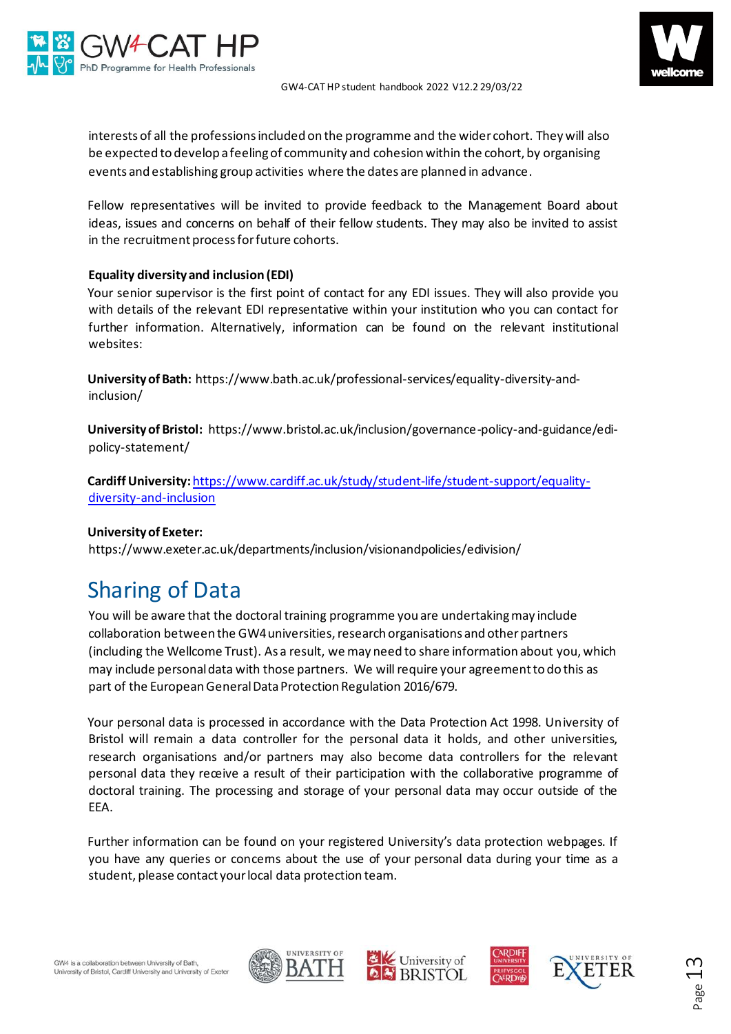interests of all the professions included on the programme and the wider cohort. They will also be expected to develop a feeling of community and cohesion within the cohort, by organising events and establishing group activities where the dates are planned in advance.

Fellow representatives will be invited to provide feedback to the Management Board about ideas, issues and concerns on behalf of their fellow students. They may also be invited to assist in the recruitment process for future cohorts.

**Equality diversity and inclusion (EDI)**
Your senior supervisor is the first point of contact for any EDI issues. They will also provide you with details of the relevant EDI representative within your institution who you can contact for further information. Alternatively, information can be found on the relevant institutional websites:

**University of Bath:** https://www.bath.ac.uk/professional-services/equality-diversity-and-inclusion/

**University of Bristol:** https://www.bristol.ac.uk/inclusion/governance-policy-and-guidance/edi-policy-statement/

**Cardiff University:** https://www.cardiff.ac.uk/study/student-life/student-support/equality-diversity-and-inclusion

**University of Exeter:**
https://www.exeter.ac.uk/departments/inclusion/visionandpolicies/edivision/

# Sharing of Data

You will be aware that the doctoral training programme you are undertaking may include collaboration between the GW4 universities, research organisations and other partners (including the Wellcome Trust). As a result, we may need to share information about you, which may include personal data with those partners. We will require your agreement to do this as part of the European General Data Protection Regulation 2016/679.

Your personal data is processed in accordance with the Data Protection Act 1998. University of Bristol will remain a data controller for the personal data it holds, and other universities, research organisations and/or partners may also become data controllers for the relevant personal data they receive a result of their participation with the collaborative programme of doctoral training. The processing and storage of your personal data may occur outside of the EEA.

Further information can be found on your registered University's data protection webpages. If you have any queries or concerns about the use of your personal data during your time as a student, please contact your local data protection team.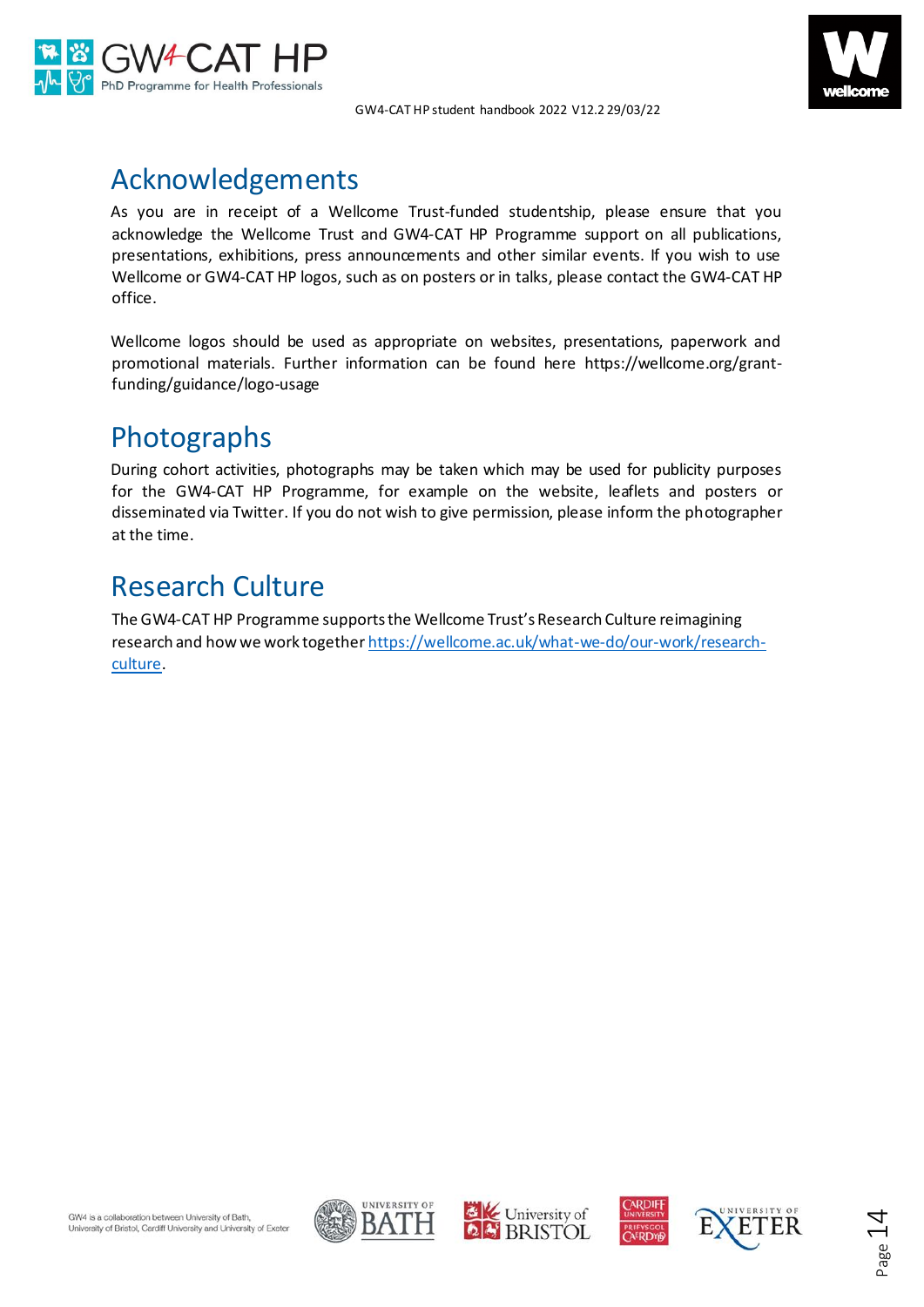## Acknowledgements

As you are in receipt of a Wellcome Trust-funded studentship, please ensure that you acknowledge the Wellcome Trust and GW4-CAT HP Programme support on all publications, presentations, exhibitions, press announcements and other similar events. If you wish to use Wellcome or GW4-CAT HP logos, such as on posters or in talks, please contact the GW4-CAT HP office.

Wellcome logos should be used as appropriate on websites, presentations, paperwork and promotional materials. Further information can be found here https://wellcome.org/grant-funding/guidance/logo-usage

## Photographs

During cohort activities, photographs may be taken which may be used for publicity purposes for the GW4-CAT HP Programme, for example on the website, leaflets and posters or disseminated via Twitter. If you do not wish to give permission, please inform the photographer at the time.

## Research Culture

The GW4-CAT HP Programme supports the Wellcome Trust's Research Culture reimagining research and how we work together https://wellcome.ac.uk/what-we-do/our-work/research-culture.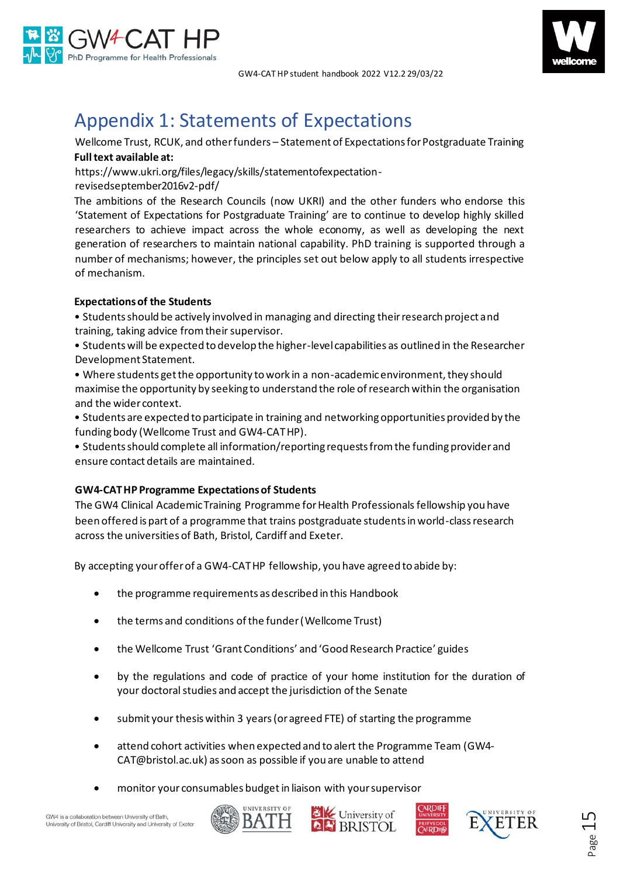# Appendix 1: Statements of Expectations

Wellcome Trust, RCUK, and other funders – Statement of Expectations for Postgraduate Training

**Full text available at:**

https://www.ukri.org/files/legacy/skills/statementofexpectation-revisedseptember2016v2-pdf/

The ambitions of the Research Councils (now UKRI) and the other funders who endorse this 'Statement of Expectations for Postgraduate Training' are to continue to develop highly skilled researchers to achieve impact across the whole economy, as well as developing the next generation of researchers to maintain national capability. PhD training is supported through a number of mechanisms; however, the principles set out below apply to all students irrespective of mechanism.

**Expectations of the Students**

- Students should be actively involved in managing and directing their research project and training, taking advice from their supervisor.
- Students will be expected to develop the higher-level capabilities as outlined in the Researcher Development Statement.
- Where students get the opportunity to work in a non-academic environment, they should maximise the opportunity by seeking to understand the role of research within the organisation and the wider context.
- Students are expected to participate in training and networking opportunities provided by the funding body (Wellcome Trust and GW4-CAT HP).
- Students should complete all information/reporting requests from the funding provider and ensure contact details are maintained.

**GW4-CAT HP Programme Expectations of Students**

The GW4 Clinical Academic Training Programme for Health Professionals fellowship you have been offered is part of a programme that trains postgraduate students in world-class research across the universities of Bath, Bristol, Cardiff and Exeter.

By accepting your offer of a GW4-CAT HP fellowship, you have agreed to abide by:

- the programme requirements as described in this Handbook
- the terms and conditions of the funder (Wellcome Trust)
- the Wellcome Trust 'Grant Conditions' and 'Good Research Practice' guides
- by the regulations and code of practice of your home institution for the duration of your doctoral studies and accept the jurisdiction of the Senate
- submit your thesis within 3 years (or agreed FTE) of starting the programme
- attend cohort activities when expected and to alert the Programme Team (GW4-CAT@bristol.ac.uk) as soon as possible if you are unable to attend
- monitor your consumables budget in liaison with your supervisor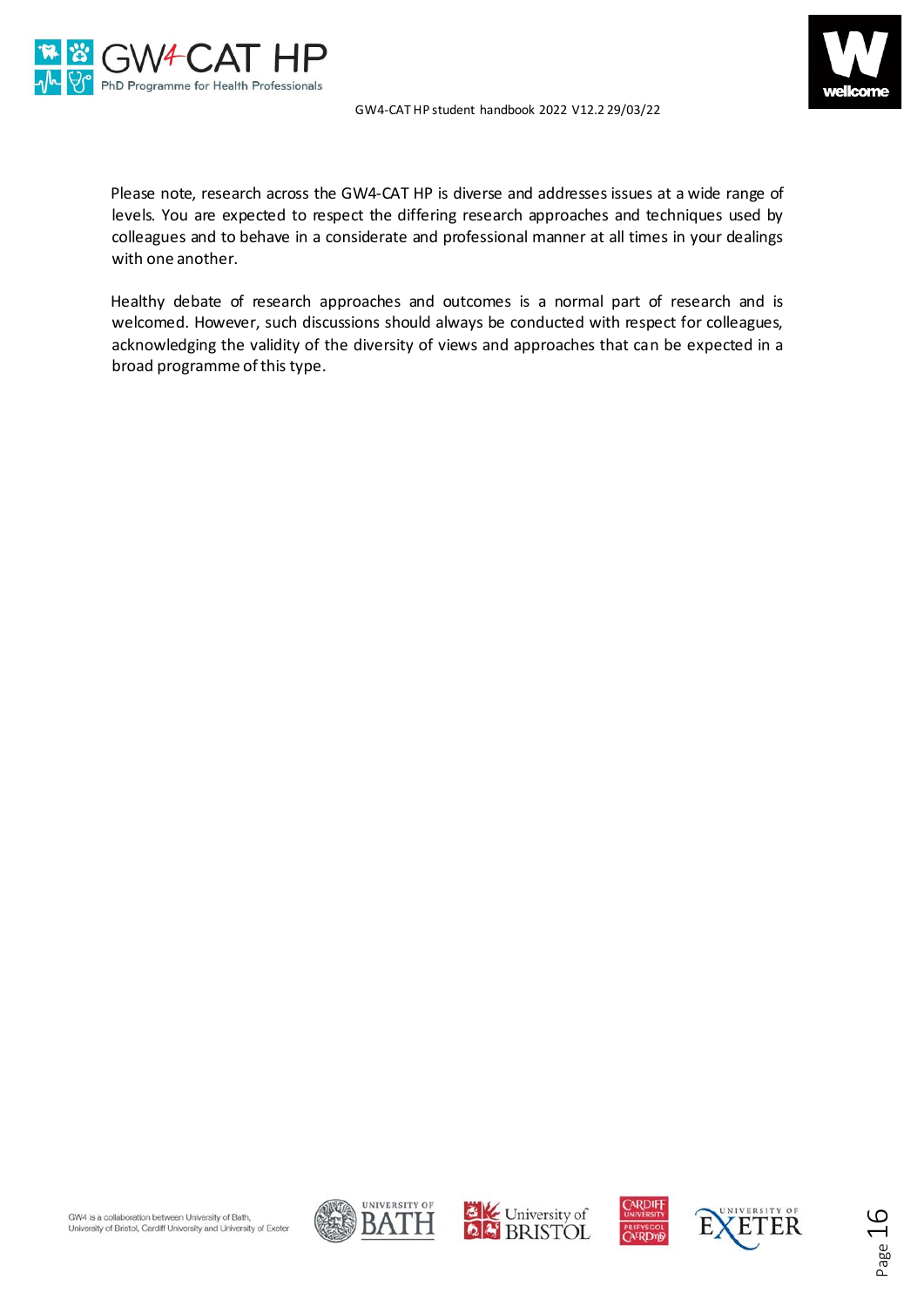Please note, research across the GW4-CAT HP is diverse and addresses issues at a wide range of levels. You are expected to respect the differing research approaches and techniques used by colleagues and to behave in a considerate and professional manner at all times in your dealings with one another.

Healthy debate of research approaches and outcomes is a normal part of research and is welcomed. However, such discussions should always be conducted with respect for colleagues, acknowledging the validity of the diversity of views and approaches that can be expected in a broad programme of this type.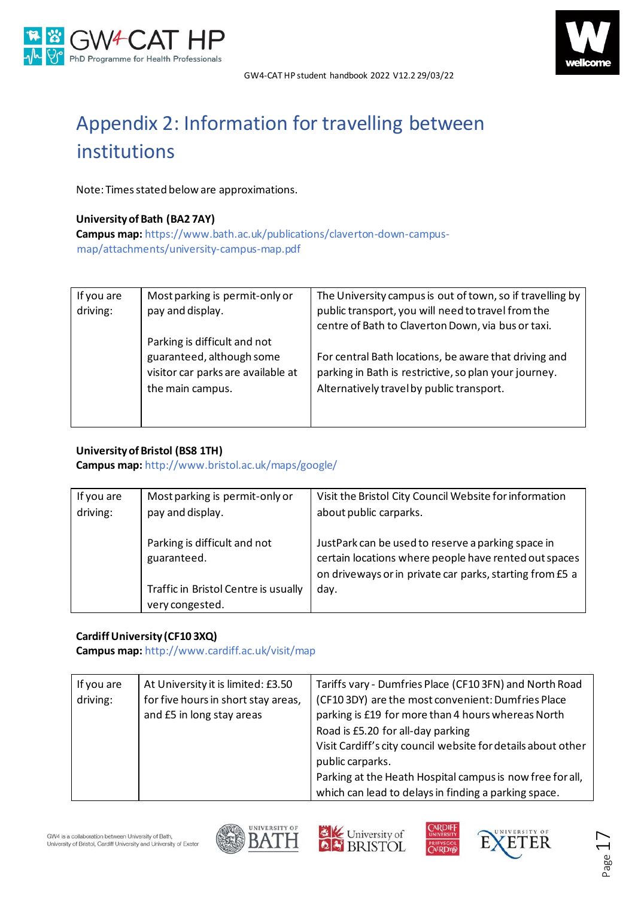# Appendix 2: Information for travelling between institutions

Note: Times stated below are approximations.

**University of Bath (BA2 7AY)**
**Campus map:** https://www.bath.ac.uk/publications/claverton-down-campus-map/attachments/university-campus-map.pdf

| If you are driving: | Most parking is permit-only or pay and display.<br><br>Parking is difficult and not guaranteed, although some visitor car parks are available at the main campus. | The University campus is out of town, so if travelling by public transport, you will need to travel from the centre of Bath to Claverton Down, via bus or taxi.<br><br>For central Bath locations, be aware that driving and parking in Bath is restrictive, so plan your journey. Alternatively travel by public transport. |
|---|---|---|

**University of Bristol (BS8 1TH)**
**Campus map:** http://www.bristol.ac.uk/maps/google/

| If you are driving: | Most parking is permit-only or pay and display.<br><br>Parking is difficult and not guaranteed.<br><br>Traffic in Bristol Centre is usually very congested. | Visit the Bristol City Council Website for information about public carparks.<br><br>JustPark can be used to reserve a parking space in certain locations where people have rented out spaces on driveways or in private car parks, starting from £5 a day. |
|---|---|---|

**Cardiff University (CF10 3XQ)**
**Campus map:** http://www.cardiff.ac.uk/visit/map

| If you are driving: | At University it is limited: £3.50 for five hours in short stay areas, and £5 in long stay areas | Tariffs vary - Dumfries Place (CF10 3FN) and North Road (CF10 3DY) are the most convenient: Dumfries Place parking is £19 for more than 4 hours whereas North Road is £5.20 for all-day parking<br>Visit Cardiff's city council website for details about other public carparks.<br>Parking at the Heath Hospital campus is now free for all, which can lead to delays in finding a parking space. |
|---|---|---|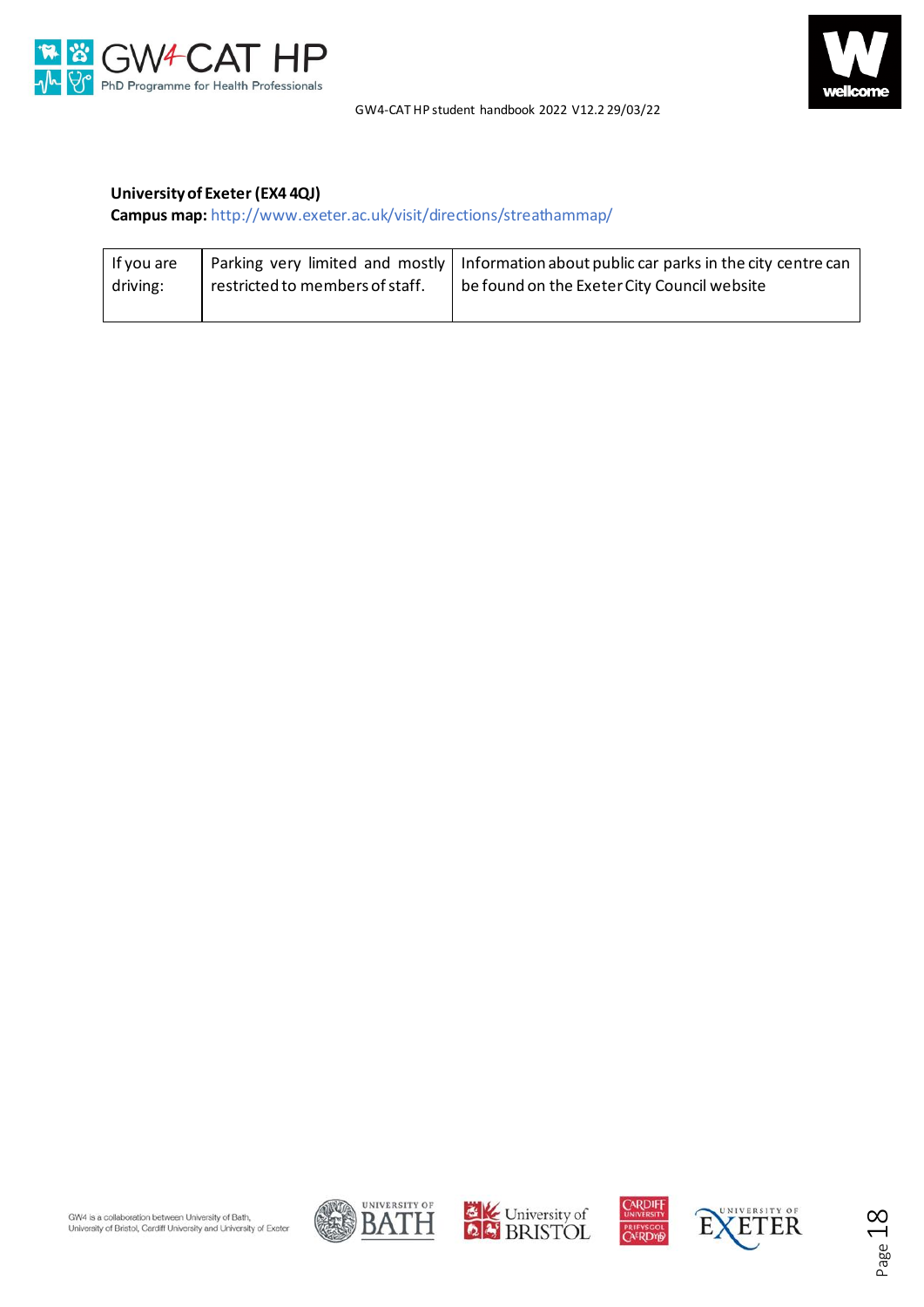**University of Exeter (EX4 4QJ)**
**Campus map:** http://www.exeter.ac.uk/visit/directions/streathammap/

| | | |
|---|---|---|
| If you are driving: | Parking very limited and mostly restricted to members of staff. | Information about public car parks in the city centre can be found on the Exeter City Council website |